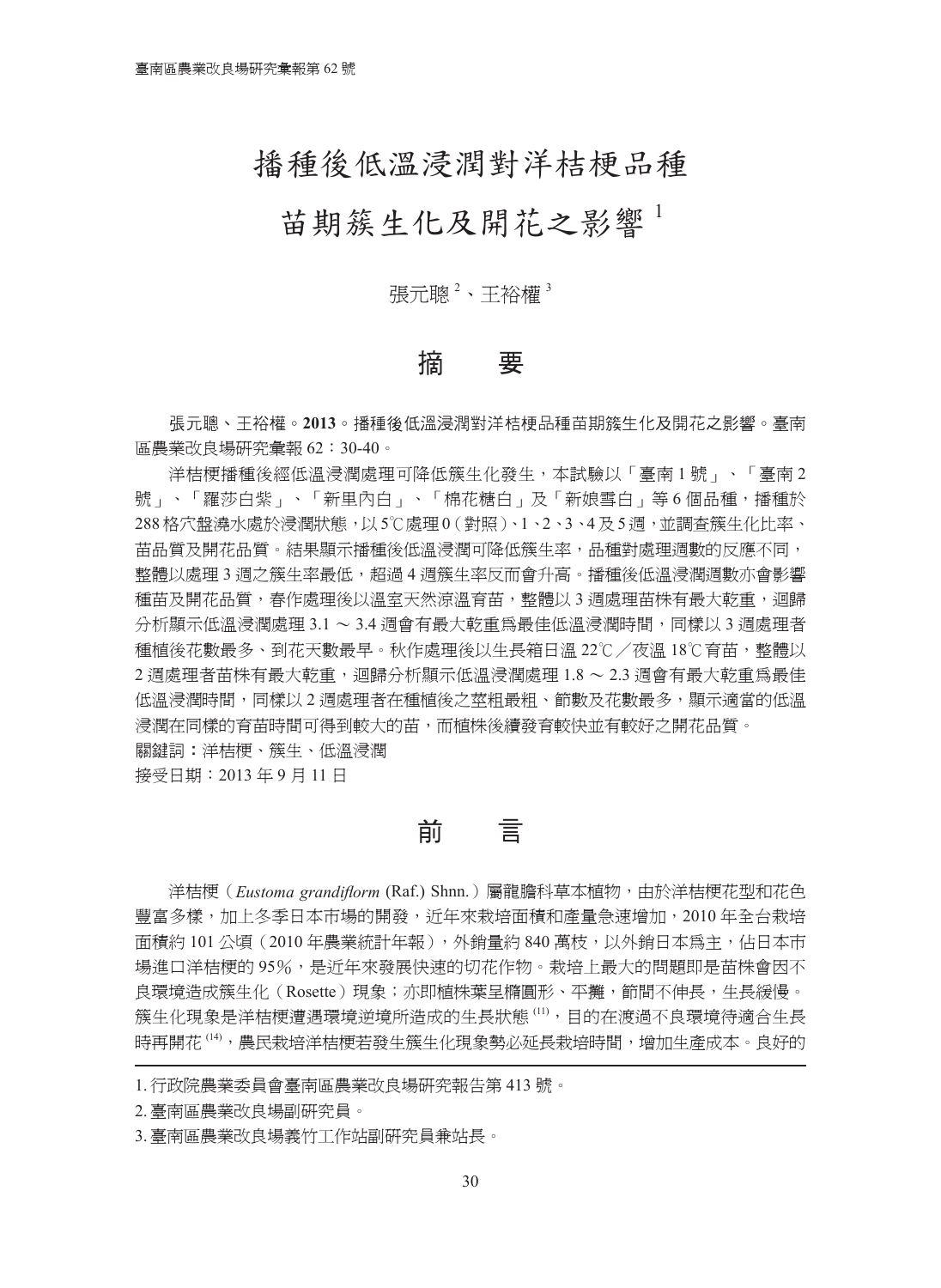# 播種後低溫浸潤對洋桔梗品種苗期簇生化及開花之影響[1]

張元聰[2]、王裕權[3]

## 摘　要

張元聰、王裕權。**2013**。播種後低溫浸潤對洋桔梗品種苗期簇生化及開花之影響。臺南區農業改良場研究彙報 62：30-40。

洋桔梗播種後經低溫浸潤處理可降低簇生化發生，本試驗以「臺南 1 號」、「臺南 2 號」、「羅莎白紫」、「新里內白」、「棉花糖白」及「新娘雪白」等 6 個品種，播種於 288 格穴盤澆水處於浸潤狀態，以 5℃處理 0（對照）、1、2、3、4 及 5 週，並調查簇生化比率、苗品質及開花品質。結果顯示播種後低溫浸潤可降低簇生率，品種對處理週數的反應不同，整體以處理 3 週之簇生率最低，超過 4 週簇生率反而會升高。播種後低溫浸潤週數亦會影響種苗及開花品質，春作處理後以溫室天然涼溫育苗，整體以 3 週處理苗株有最大乾重，迴歸分析顯示低溫浸潤處理 3.1 ～ 3.4 週會有最大乾重為最佳低溫浸潤時間，同樣以 3 週處理者種植後花數最多、到花天數最早。秋作處理後以生長箱日溫 22℃／夜溫 18℃育苗，整體以 2 週處理者苗株有最大乾重，迴歸分析顯示低溫浸潤處理 1.8 ～ 2.3 週會有最大乾重為最佳低溫浸潤時間，同樣以 2 週處理者在種植後之莖粗最粗、節數及花數最多，顯示適當的低溫浸潤在同樣的育苗時間可得到較大的苗，而植株後續發育較快並有較好之開花品質。

關鍵詞：洋桔梗、簇生、低溫浸潤

接受日期：2013 年 9 月 11 日

## 前　言

洋桔梗（*Eustoma grandiflorm* (Raf.) Shnn.）屬龍膽科草本植物，由於洋桔梗花型和花色豐富多樣，加上冬季日本市場的開發，近年來栽培面積和產量急速增加，2010 年全台栽培面積約 101 公頃（2010 年農業統計年報），外銷量約 840 萬枝，以外銷日本為主，佔日本市場進口洋桔梗的 95%，是近年來發展快速的切花作物。栽培上最大的問題即是苗株會因不良環境造成簇生化（Rosette）現象；亦即植株葉呈橢圓形、平攤，節間不伸長，生長緩慢。簇生化現象是洋桔梗遭遇環境逆境所造成的生長狀態[11]，目的在渡過不良環境待適合生長時再開花[14]，農民栽培洋桔梗若發生簇生化現象勢必延長栽培時間，增加生產成本。良好的

1. 行政院農業委員會臺南區農業改良場研究報告第 413 號。

2. 臺南區農業改良場副研究員。

3. 臺南區農業改良場義竹工作站副研究員兼站長。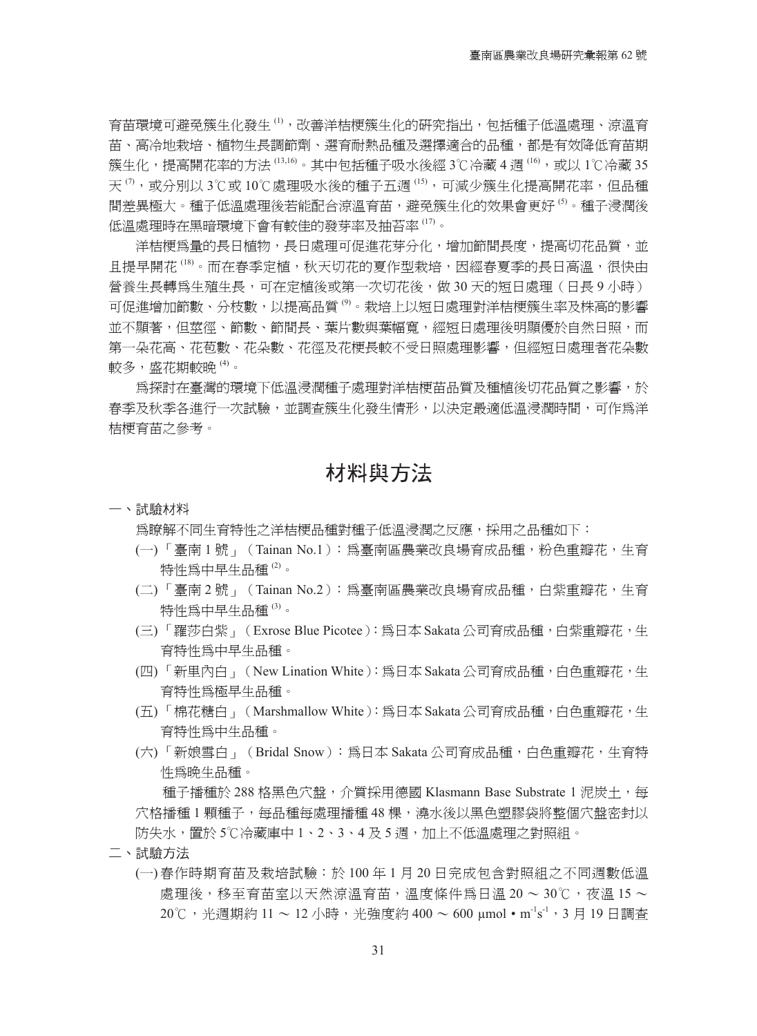育苗環境可避免簇生化發生[1]，改善洋桔梗簇生化的研究指出，包括種子低溫處理、涼溫育苗、高冷地栽培、植物生長調節劑、選育耐熱品種及選擇適合的品種，都是有效降低育苗期簇生化，提高開花率的方法[13,16]。其中包括種子吸水後經 3℃冷藏 4 週[16]，或以 1℃冷藏 35 天[7]，或分別以 3℃或 10℃處理吸水後的種子五週[15]，可減少簇生化提高開花率，但品種間差異極大。種子低溫處理後若能配合涼溫育苗，避免簇生化的效果會更好[5]。種子浸潤後低溫處理時在黑暗環境下會有較佳的發芽率及抽苔率[17]。

洋桔梗為量的長日植物，長日處理可促進花芽分化，增加節間長度，提高切花品質，並且提早開花[18]。而在春季定植，秋天切花的夏作型栽培，因經春夏季的長日高溫，很快由營養生長轉為生殖生長，可在定植後或第一次切花後，做 30 天的短日處理（日長 9 小時）可促進增加節數、分枝數，以提高品質[9]。栽培上以短日處理對洋桔梗簇生率及株高的影響並不顯著，但莖徑、節數、節間長、葉片數與葉幅寬，經短日處理後明顯優於自然日照，而第一朵花高、花苞數、花朵數、花徑及花梗長較不受日照處理影響，但經短日處理者花朵數較多，盛花期較晚[4]。

為探討在臺灣的環境下低溫浸潤種子處理對洋桔梗苗品質及種植後切花品質之影響，於春季及秋季各進行一次試驗，並調查簇生化發生情形，以決定最適低溫浸潤時間，可作為洋桔梗育苗之參考。

# 材料與方法

一、試驗材料

為瞭解不同生育特性之洋桔梗品種對種子低溫浸潤之反應，採用之品種如下：

(一)「臺南 1 號」（Tainan No.1）：為臺南區農業改良場育成品種，粉色重瓣花，生育特性為中早生品種[2]。

(二)「臺南 2 號」（Tainan No.2）：為臺南區農業改良場育成品種，白紫重瓣花，生育特性為中早生品種[3]。

(三)「羅莎白紫」（Exrose Blue Picotee）：為日本 Sakata 公司育成品種，白紫重瓣花，生育特性為中早生品種。

(四)「新里內白」（New Lination White）：為日本 Sakata 公司育成品種，白色重瓣花，生育特性為極早生品種。

(五)「棉花糖白」（Marshmallow White）：為日本 Sakata 公司育成品種，白色重瓣花，生育特性為中生品種。

(六)「新娘雪白」（Bridal Snow）：為日本 Sakata 公司育成品種，白色重瓣花，生育特性為晚生品種。

種子播種於 288 格黑色穴盤，介質採用德國 Klasmann Base Substrate 1 泥炭土，每穴格播種 1 顆種子，每品種每處理播種 48 棵，澆水後以黑色塑膠袋將整個穴盤密封以防失水，置於 5℃冷藏庫中 1、2、3、4 及 5 週，加上不低溫處理之對照組。

二、試驗方法

(一) 春作時期育苗及栽培試驗：於 100 年 1 月 20 日完成包含對照組之不同週數低溫處理後，移至育苗室以天然涼溫育苗，溫度條件為日溫 20 ～ 30℃，夜溫 15 ～ 20℃，光週期約 11 ～ 12 小時，光強度約 400 ～ 600 $\mu mol \cdot m^{-1}s^{-1}$，3 月 19 日調查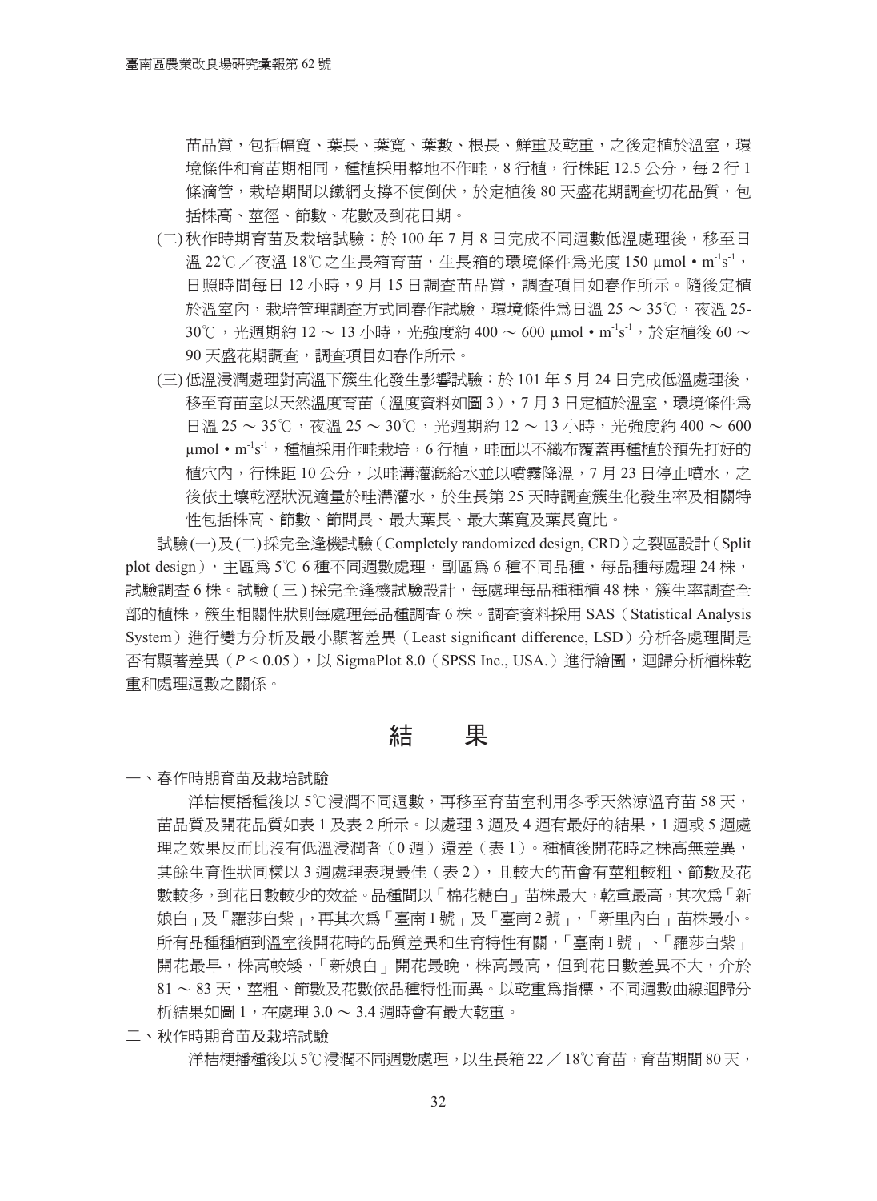苗品質，包括幅寬、葉長、葉寬、葉數、根長、鮮重及乾重，之後定植於溫室，環境條件和育苗期相同，種植採用整地不作畦，8 行植，行株距 12.5 公分，每 2 行 1 條滴管，栽培期間以鐵網支撐不使倒伏，於定植後 80 天盛花期調查切花品質，包括株高、莖徑、節數、花數及到花日期。

(二) 秋作時期育苗及栽培試驗：於 100 年 7 月 8 日完成不同週數低溫處理後，移至日溫 22℃／夜溫 18℃之生長箱育苗，生長箱的環境條件爲光度 150 μmol • $m^{-1}s^{-1}$，日照時間每日 12 小時，9 月 15 日調查苗品質，調查項目如春作所示。隨後定植於溫室內，栽培管理調查方式同春作試驗，環境條件爲日溫 25 ～ 35℃，夜溫 25-30℃，光週期約 12 ～ 13 小時，光強度約 400 ～ 600 μmol • $m^{-1}s^{-1}$，於定植後 60 ～ 90 天盛花期調查，調查項目如春作所示。

(三) 低溫浸潤處理對高溫下簇生化發生影響試驗：於 101 年 5 月 24 日完成低溫處理後，移至育苗室以天然溫度育苗（溫度資料如圖 3），7 月 3 日定植於溫室，環境條件爲日溫 25 ～ 35℃，夜溫 25 ～ 30℃，光週期約 12 ～ 13 小時，光強度約 400 ～ 600 μmol • $m^{-1}s^{-1}$，種植採用作畦栽培，6 行植，畦面以不織布覆蓋再種植於預先打好的植穴內，行株距 10 公分，以畦溝灌溉給水並以噴霧降溫，7 月 23 日停止噴水，之後依土壤乾溼狀況適量於畦溝灌水，於生長第 25 天時調查簇生化發生率及相關特性包括株高、節數、節間長、最大葉長、最大葉寬及葉長寬比。

試驗(一)及(二)採完全逢機試驗（Completely randomized design, CRD）之裂區設計（Split plot design），主區爲 5℃ 6 種不同週數處理，副區爲 6 種不同品種，每品種每處理 24 株，試驗調查 6 株。試驗 ( 三 ) 採完全逢機試驗設計，每處理每品種種植 48 株，簇生率調查全部的植株，簇生相關性狀則每處理每品種調查 6 株。調查資料採用 SAS（Statistical Analysis System）進行變方分析及最小顯著差異（Least significant difference, LSD）分析各處理間是否有顯著差異（$P < 0.05$），以 SigmaPlot 8.0（SPSS Inc., USA.）進行繪圖，迴歸分析植株乾重和處理週數之關係。

# 結　果

一、春作時期育苗及栽培試驗

洋桔梗播種後以 5℃浸潤不同週數，再移至育苗室利用冬季天然涼溫育苗 58 天，苗品質及開花品質如表 1 及表 2 所示。以處理 3 週及 4 週有最好的結果，1 週或 5 週處理之效果反而比沒有低溫浸潤者（0 週）還差（表 1）。種植後開花時之株高無差異，其餘生育性狀同樣以 3 週處理表現最佳（表 2），且較大的苗會有莖粗較粗、節數及花數較多，到花日數較少的效益。品種間以「棉花糖白」苗株最大，乾重最高，其次爲「新娘白」及「羅莎白紫」，再其次爲「臺南 1 號」及「臺南 2 號」，「新里內白」苗株最小。所有品種種植到溫室後開花時的品質差異和生育特性有關，「臺南 1 號」、「羅莎白紫」開花最早，株高較矮，「新娘白」開花最晚，株高最高，但到花日數差異不大，介於 81 ～ 83 天，莖粗、節數及花數依品種特性而異。以乾重爲指標，不同週數曲線迴歸分析結果如圖 1，在處理 3.0 ～ 3.4 週時會有最大乾重。

二、秋作時期育苗及栽培試驗

洋桔梗播種後以 5℃浸潤不同週數處理，以生長箱 22 ／ 18℃育苗，育苗期間 80 天，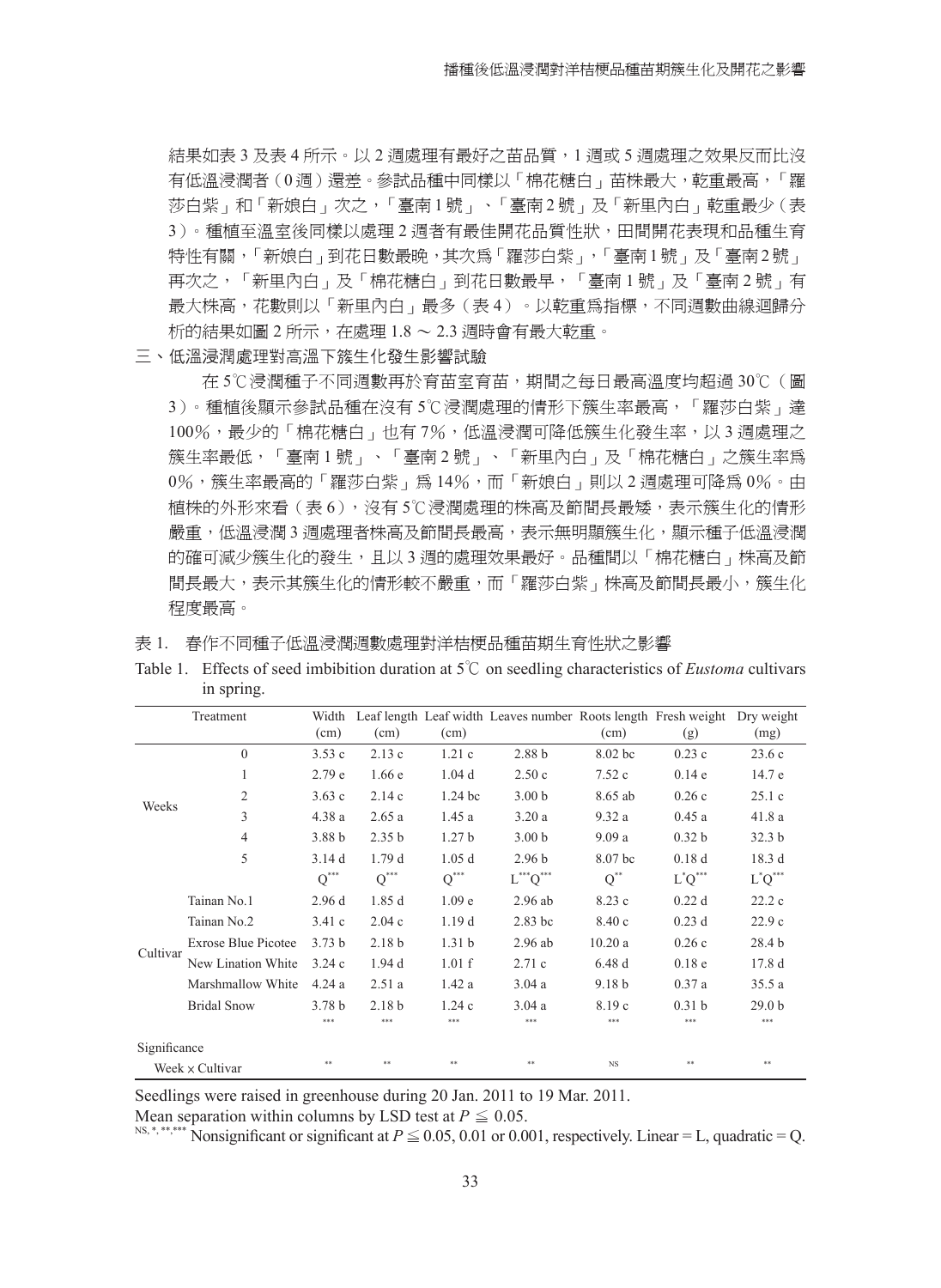結果如表 3 及表 4 所示。以 2 週處理有最好之苗品質，1 週或 5 週處理之效果反而比沒有低溫浸潤者（0 週）還差。參試品種中同樣以「棉花糖白」苗株最大，乾重最高，「羅莎白紫」和「新娘白」次之，「臺南 1 號」、「臺南 2 號」及「新里內白」乾重最少（表 3）。種植至溫室後同樣以處理 2 週者有最佳開花品質性狀，田間開花表現和品種生育特性有關，「新娘白」到花日數最晚，其次為「羅莎白紫」，「臺南 1 號」及「臺南 2 號」再次之，「新里內白」及「棉花糖白」到花日數最早，「臺南 1 號」及「臺南 2 號」有最大株高，花數則以「新里內白」最多（表 4）。以乾重為指標，不同週數曲線迴歸分析的結果如圖 2 所示，在處理 1.8 ～ 2.3 週時會有最大乾重。

三、低溫浸潤處理對高溫下簇生化發生影響試驗

在 5℃浸潤種子不同週數再於育苗室育苗，期間之每日最高溫度均超過 30℃（圖 3）。種植後顯示參試品種在沒有 5℃浸潤處理的情形下簇生率最高，「羅莎白紫」達 100%，最少的「棉花糖白」也有 7%，低溫浸潤可降低簇生化發生率，以 3 週處理之簇生率最低，「臺南 1 號」、「臺南 2 號」、「新里內白」及「棉花糖白」之簇生率為 0%，簇生率最高的「羅莎白紫」為 14%，而「新娘白」則以 2 週處理可降為 0%。由植株的外形來看（表 6），沒有 5℃浸潤處理的株高及節間長最矮，表示簇生化的情形嚴重，低溫浸潤 3 週處理者株高及節間長最高，表示無明顯簇生化，顯示種子低溫浸潤的確可減少簇生化的發生，且以 3 週的處理效果最好。品種間以「棉花糖白」株高及節間長最大，表示其簇生化的情形較不嚴重，而「羅莎白紫」株高及節間長最小，簇生化程度最高。

表 1. 春作不同種子低溫浸潤週數處理對洋桔梗品種苗期生育性狀之影響

Table 1. Effects of seed imbibition duration at 5℃ on seedling characteristics of *Eustoma* cultivars in spring.

| Treatment | | Width (cm) | Leaf length (cm) | Leaf width (cm) | Leaves number | Roots length (cm) | Fresh weight (g) | Dry weight (mg) |
|---|---|---|---|---|---|---|---|---|
| Weeks | 0 | 3.53 c | 2.13 c | 1.21 c | 2.88 b | 8.02 bc | 0.23 c | 23.6 c |
| | 1 | 2.79 e | 1.66 e | 1.04 d | 2.50 c | 7.52 c | 0.14 e | 14.7 e |
| | 2 | 3.63 c | 2.14 c | 1.24 bc | 3.00 b | 8.65 ab | 0.26 c | 25.1 c |
| | 3 | 4.38 a | 2.65 a | 1.45 a | 3.20 a | 9.32 a | 0.45 a | 41.8 a |
| | 4 | 3.88 b | 2.35 b | 1.27 b | 3.00 b | 9.09 a | 0.32 b | 32.3 b |
| | 5 | 3.14 d | 1.79 d | 1.05 d | 2.96 b | 8.07 bc | 0.18 d | 18.3 d |
| | | Q*** | Q*** | Q*** | L***Q*** | Q** | L*Q*** | L*Q*** |
| Cultivar | Tainan No.1 | 2.96 d | 1.85 d | 1.09 e | 2.96 ab | 8.23 c | 0.22 d | 22.2 c |
| | Tainan No.2 | 3.41 c | 2.04 c | 1.19 d | 2.83 bc | 8.40 c | 0.23 d | 22.9 c |
| | Exrose Blue Picotee | 3.73 b | 2.18 b | 1.31 b | 2.96 ab | 10.20 a | 0.26 c | 28.4 b |
| | New Lination White | 3.24 c | 1.94 d | 1.01 f | 2.71 c | 6.48 d | 0.18 e | 17.8 d |
| | Marshmallow White | 4.24 a | 2.51 a | 1.42 a | 3.04 a | 9.18 b | 0.37 a | 35.5 a |
| | Bridal Snow | 3.78 b | 2.18 b | 1.24 c | 3.04 a | 8.19 c | 0.31 b | 29.0 b |
| | | *** | *** | *** | *** | *** | *** | *** |
| Significance | | | | | | | | |
| Week × Cultivar | | ** | ** | ** | ** | NS | ** | ** |

Seedlings were raised in greenhouse during 20 Jan. 2011 to 19 Mar. 2011.

Mean separation within columns by LSD test at $P \leqq 0.05$.

NS, *, **, *** Nonsignificant or significant at $P \leqq 0.05$, 0.01 or 0.001, respectively. Linear = L, quadratic = Q.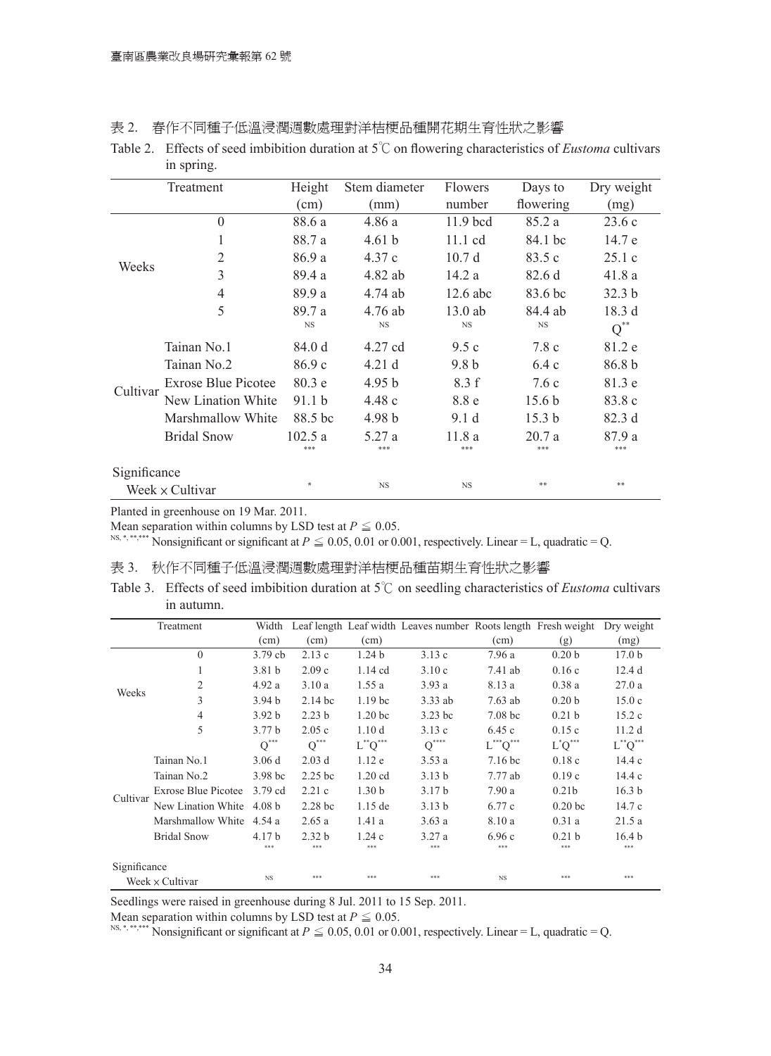表 2. 春作不同種子低溫浸潤週數處理對洋桔梗品種開花期生育性狀之影響

Table 2. Effects of seed imbibition duration at 5℃ on flowering characteristics of *Eustoma* cultivars in spring.

| Treatment | | Height (cm) | Stem diameter (mm) | Flowers number | Days to flowering | Dry weight (mg) |
|---|---|---|---|---|---|---|
| Weeks | 0 | 88.6 a | 4.86 a | 11.9 bcd | 85.2 a | 23.6 c |
| | 1 | 88.7 a | 4.61 b | 11.1 cd | 84.1 bc | 14.7 e |
| | 2 | 86.9 a | 4.37 c | 10.7 d | 83.5 c | 25.1 c |
| | 3 | 89.4 a | 4.82 ab | 14.2 a | 82.6 d | 41.8 a |
| | 4 | 89.9 a | 4.74 ab | 12.6 abc | 83.6 bc | 32.3 b |
| | 5 | 89.7 a | 4.76 ab | 13.0 ab | 84.4 ab | 18.3 d |
| | | NS | NS | NS | NS | $Q^{**}$ |
| Cultivar | Tainan No.1 | 84.0 d | 4.27 cd | 9.5 c | 7.8 c | 81.2 e |
| | Tainan No.2 | 86.9 c | 4.21 d | 9.8 b | 6.4 c | 86.8 b |
| | Exrose Blue Picotee | 80.3 e | 4.95 b | 8.3 f | 7.6 c | 81.3 e |
| | New Lination White | 91.1 b | 4.48 c | 8.8 e | 15.6 b | 83.8 c |
| | Marshmallow White | 88.5 bc | 4.98 b | 9.1 d | 15.3 b | 82.3 d |
| | Bridal Snow | 102.5 a | 5.27 a | 11.8 a | 20.7 a | 87.9 a |
| | | *** | *** | *** | *** | *** |
| Significance | | | | | | |
| Week × Cultivar | | * | NS | NS | ** | ** |

Planted in greenhouse on 19 Mar. 2011.

Mean separation within columns by LSD test at $P \leqq 0.05$.

NS, *, **, *** Nonsignificant or significant at $P \leqq 0.05$, 0.01 or 0.001, respectively. Linear = L, quadratic = Q.

表 3. 秋作不同種子低溫浸潤週數處理對洋桔梗品種苗期生育性狀之影響

Table 3. Effects of seed imbibition duration at 5℃ on seedling characteristics of *Eustoma* cultivars in autumn.

| Treatment | | Width (cm) | Leaf length (cm) | Leaf width (cm) | Leaves number | Roots length (cm) | Fresh weight (g) | Dry weight (mg) |
|---|---|---|---|---|---|---|---|---|
| Weeks | 0 | 3.79 cb | 2.13 c | 1.24 b | 3.13 c | 7.96 a | 0.20 b | 17.0 b |
| | 1 | 3.81 b | 2.09 c | 1.14 cd | 3.10 c | 7.41 ab | 0.16 c | 12.4 d |
| | 2 | 4.92 a | 3.10 a | 1.55 a | 3.93 a | 8.13 a | 0.38 a | 27.0 a |
| | 3 | 3.94 b | 2.14 bc | 1.19 bc | 3.33 ab | 7.63 ab | 0.20 b | 15.0 c |
| | 4 | 3.92 b | 2.23 b | 1.20 bc | 3.23 bc | 7.08 bc | 0.21 b | 15.2 c |
| | 5 | 3.77 b | 2.05 c | 1.10 d | 3.13 c | 6.45 c | 0.15 c | 11.2 d |
| | | $Q^{***}$ | $Q^{***}$ | $L^{**}Q^{***}$ | $Q^{****}$ | $L^{***}Q^{***}$ | $L^{*}Q^{***}$ | $L^{**}Q^{***}$ |
| Cultivar | Tainan No.1 | 3.06 d | 2.03 d | 1.12 e | 3.53 a | 7.16 bc | 0.18 c | 14.4 c |
| | Tainan No.2 | 3.98 bc | 2.25 bc | 1.20 cd | 3.13 b | 7.77 ab | 0.19 c | 14.4 c |
| | Exrose Blue Picotee | 3.79 cd | 2.21 c | 1.30 b | 3.17 b | 7.90 a | 0.21b | 16.3 b |
| | New Lination White | 4.08 b | 2.28 bc | 1.15 de | 3.13 b | 6.77 c | 0.20 bc | 14.7 c |
| | Marshmallow White | 4.54 a | 2.65 a | 1.41 a | 3.63 a | 8.10 a | 0.31 a | 21.5 a |
| | Bridal Snow | 4.17 b | 2.32 b | 1.24 c | 3.27 a | 6.96 c | 0.21 b | 16.4 b |
| | | *** | *** | *** | *** | *** | *** | *** |
| Significance | | | | | | | | |
| Week × Cultivar | | NS | *** | *** | *** | NS | *** | *** |

Seedlings were raised in greenhouse during 8 Jul. 2011 to 15 Sep. 2011.

Mean separation within columns by LSD test at $P \leqq 0.05$.

NS, *, **, *** Nonsignificant or significant at $P \leqq 0.05$, 0.01 or 0.001, respectively. Linear = L, quadratic = Q.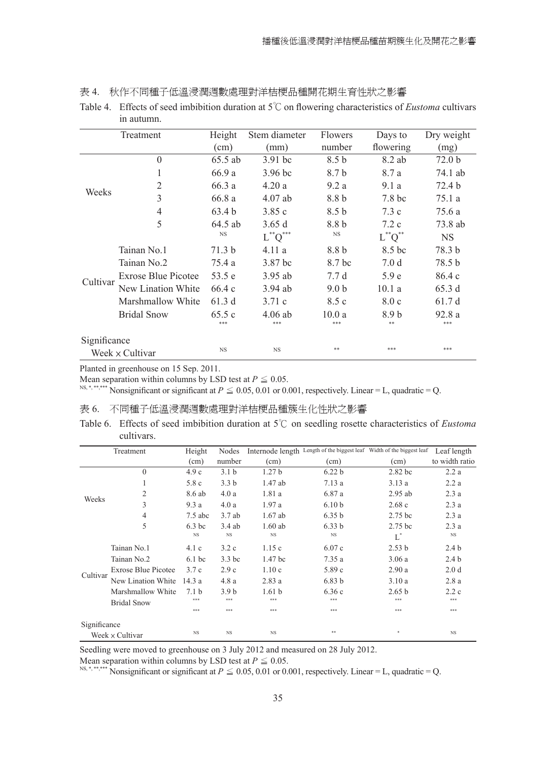表 4. 秋作不同種子低溫浸潤週數處理對洋桔梗品種開花期生育性狀之影響

Table 4. Effects of seed imbibition duration at 5℃ on flowering characteristics of *Eustoma* cultivars in autumn.

| Treatment | | Height (cm) | Stem diameter (mm) | Flowers number | Days to flowering | Dry weight (mg) |
|---|---|---|---|---|---|---|
| Weeks | 0 | 65.5 ab | 3.91 bc | 8.5 b | 8.2 ab | 72.0 b |
| | 1 | 66.9 a | 3.96 bc | 8.7 b | 8.7 a | 74.1 ab |
| | 2 | 66.3 a | 4.20 a | 9.2 a | 9.1 a | 72.4 b |
| | 3 | 66.8 a | 4.07 ab | 8.8 b | 7.8 bc | 75.1 a |
| | 4 | 63.4 b | 3.85 c | 8.5 b | 7.3 c | 75.6 a |
| | 5 | 64.5 ab | 3.65 d | 8.8 b | 7.2 c | 73.8 ab |
| | | NS | $L^{**}Q^{***}$ | NS | $L^{**}Q^{**}$ | NS |
| Cultivar | Tainan No.1 | 71.3 b | 4.11 a | 8.8 b | 8.5 bc | 78.3 b |
| | Tainan No.2 | 75.4 a | 3.87 bc | 8.7 bc | 7.0 d | 78.5 b |
| | Exrose Blue Picotee | 53.5 e | 3.95 ab | 7.7 d | 5.9 e | 86.4 c |
| | New Lination White | 66.4 c | 3.94 ab | 9.0 b | 10.1 a | 65.3 d |
| | Marshmallow White | 61.3 d | 3.71 c | 8.5 c | 8.0 c | 61.7 d |
| | Bridal Snow | 65.5 c | 4.06 ab | 10.0 a | 8.9 b | 92.8 a |
| | | *** | *** | *** | ** | *** |
| Significance | | | | | | |
| Week × Cultivar | | NS | NS | ** | *** | *** |

Planted in greenhouse on 15 Sep. 2011.

Mean separation within columns by LSD test at $P \leqq 0.05$.

NS, *, **, *** Nonsignificant or significant at $P \leqq 0.05$, 0.01 or 0.001, respectively. Linear = L, quadratic = Q.

表 6. 不同種子低溫浸潤週數處理對洋桔梗品種簇生化性狀之影響

Table 6. Effects of seed imbibition duration at 5℃ on seedling rosette characteristics of *Eustoma* cultivars.

| Treatment | | Height (cm) | Nodes number | Internode length (cm) | Length of the biggest leaf (cm) | Width of the biggest leaf (cm) | Leaf length to width ratio |
|---|---|---|---|---|---|---|---|
| Weeks | 0 | 4.9 c | 3.1 b | 1.27 b | 6.22 b | 2.82 bc | 2.2 a |
| | 1 | 5.8 c | 3.3 b | 1.47 ab | 7.13 a | 3.13 a | 2.2 a |
| | 2 | 8.6 ab | 4.0 a | 1.81 a | 6.87 a | 2.95 ab | 2.3 a |
| | 3 | 9.3 a | 4.0 a | 1.97 a | 6.10 b | 2.68 c | 2.3 a |
| | 4 | 7.5 abc | 3.7 ab | 1.67 ab | 6.35 b | 2.75 bc | 2.3 a |
| | 5 | 6.3 bc | 3.4 ab | 1.60 ab | 6.33 b | 2.75 bc | 2.3 a |
| | | NS | NS | NS | NS | $L^{*}$ | NS |
| Cultivar | Tainan No.1 | 4.1 c | 3.2 c | 1.15 c | 6.07 c | 2.53 b | 2.4 b |
| | Tainan No.2 | 6.1 bc | 3.3 bc | 1.47 bc | 7.35 a | 3.06 a | 2.4 b |
| | Exrose Blue Picotee | 3.7 c | 2.9 c | 1.10 c | 5.89 c | 2.90 a | 2.0 d |
| | New Lination White | 14.3 a | 4.8 a | 2.83 a | 6.83 b | 3.10 a | 2.8 a |
| | Marshmallow White | 7.1 b | 3.9 b | 1.61 b | 6.36 c | 2.65 b | 2.2 c |
| | Bridal Snow | *** | *** | *** | *** | *** | *** |
| | | *** | *** | *** | *** | *** | *** |
| Significance | | | | | | | |
| Week × Cultivar | | NS | NS | NS | ** | * | NS |

Seedling were moved to greenhouse on 3 July 2012 and measured on 28 July 2012.

Mean separation within columns by LSD test at $P \leqq 0.05$.

NS, *, **, *** Nonsignificant or significant at $P \leqq 0.05$, 0.01 or 0.001, respectively. Linear = L, quadratic = Q.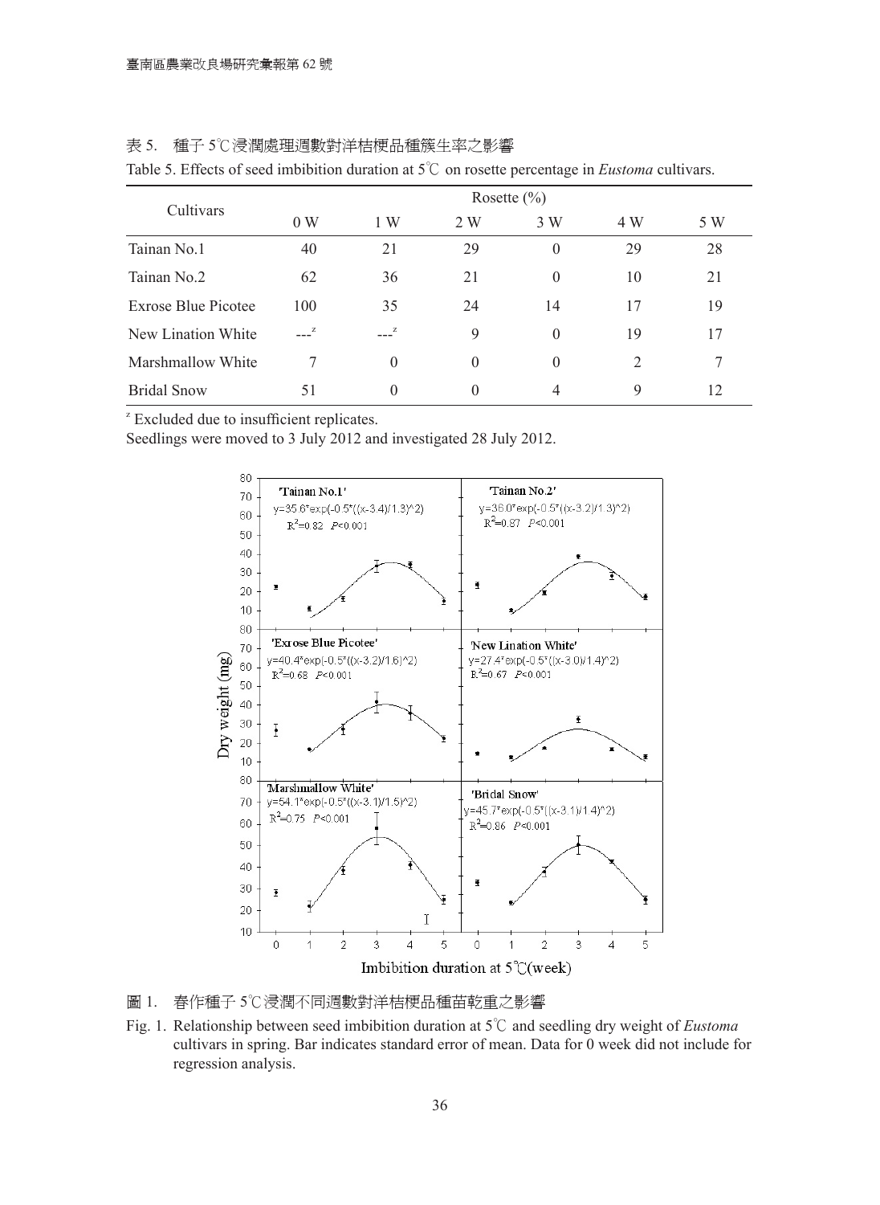表 5.　種子 5℃浸潤處理週數對洋桔梗品種簇生率之影響

Table 5. Effects of seed imbibition duration at 5℃ on rosette percentage in *Eustoma* cultivars.

| Cultivars | Rosette (%) | | | | | |
|---|---|---|---|---|---|---|
| | 0 W | 1 W | 2 W | 3 W | 4 W | 5 W |
| Tainan No.1 | 40 | 21 | 29 | 0 | 29 | 28 |
| Tainan No.2 | 62 | 36 | 21 | 0 | 10 | 21 |
| Exrose Blue Picotee | 100 | 35 | 24 | 14 | 17 | 19 |
| New Lination White | ---[z] | ---[z] | 9 | 0 | 19 | 17 |
| Marshmallow White | 7 | 0 | 0 | 0 | 2 | 7 |
| Bridal Snow | 51 | 0 | 0 | 4 | 9 | 12 |

[z] Excluded due to insufficient replicates.

Seedlings were moved to 3 July 2012 and investigated 28 July 2012.

圖 1.　春作種子 5℃浸潤不同週數對洋桔梗品種苗乾重之影響

Fig. 1. Relationship between seed imbibition duration at 5℃ and seedling dry weight of *Eustoma* cultivars in spring. Bar indicates standard error of mean. Data for 0 week did not include for regression analysis.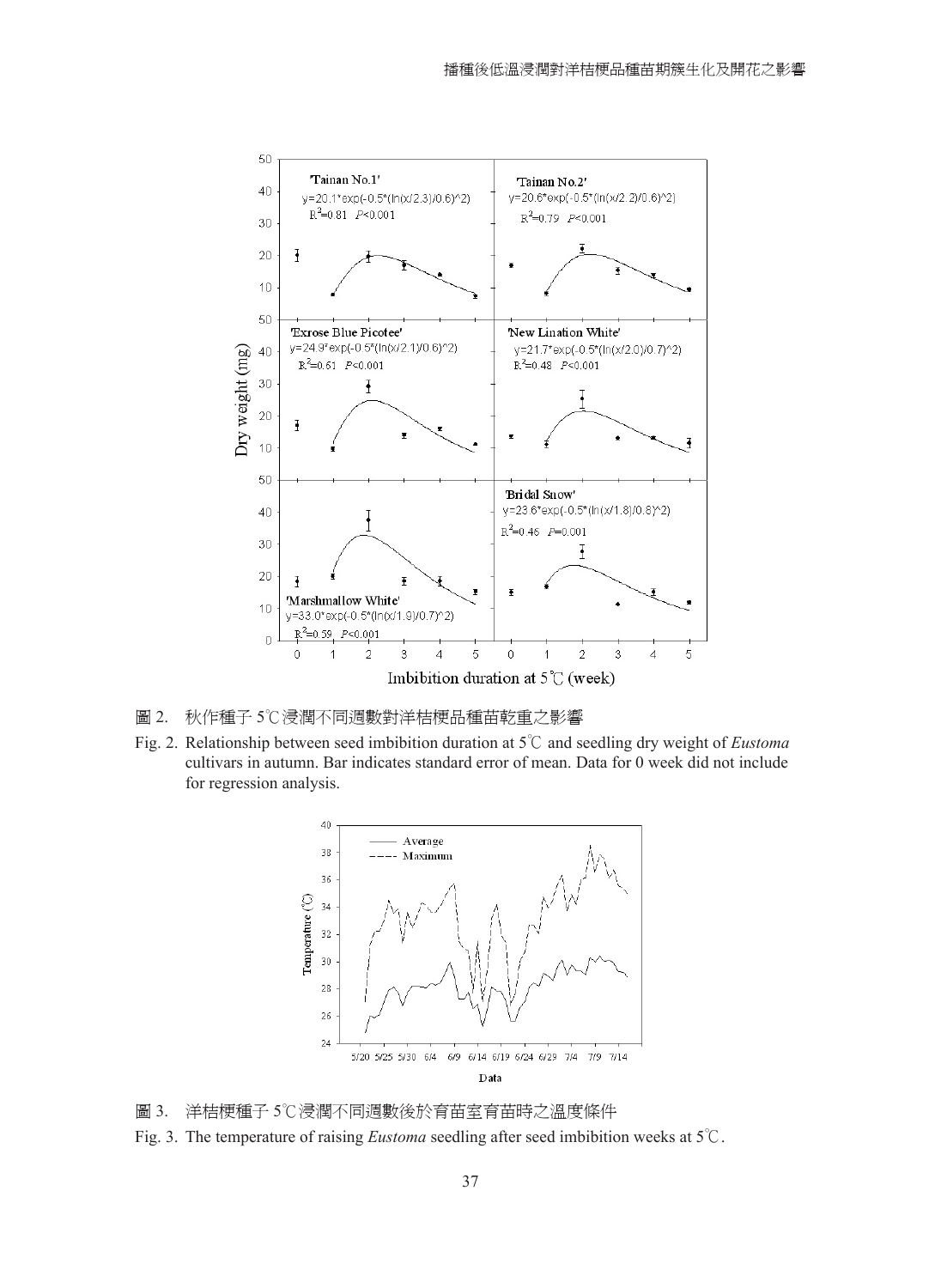圖 2. 秋作種子 5℃浸潤不同週數對洋桔梗品種苗乾重之影響

Fig. 2. Relationship between seed imbibition duration at 5℃ and seedling dry weight of *Eustoma* cultivars in autumn. Bar indicates standard error of mean. Data for 0 week did not include for regression analysis.

圖 3. 洋桔梗種子 5℃浸潤不同週數後於育苗室育苗時之溫度條件

Fig. 3. The temperature of raising *Eustoma* seedling after seed imbibition weeks at 5℃.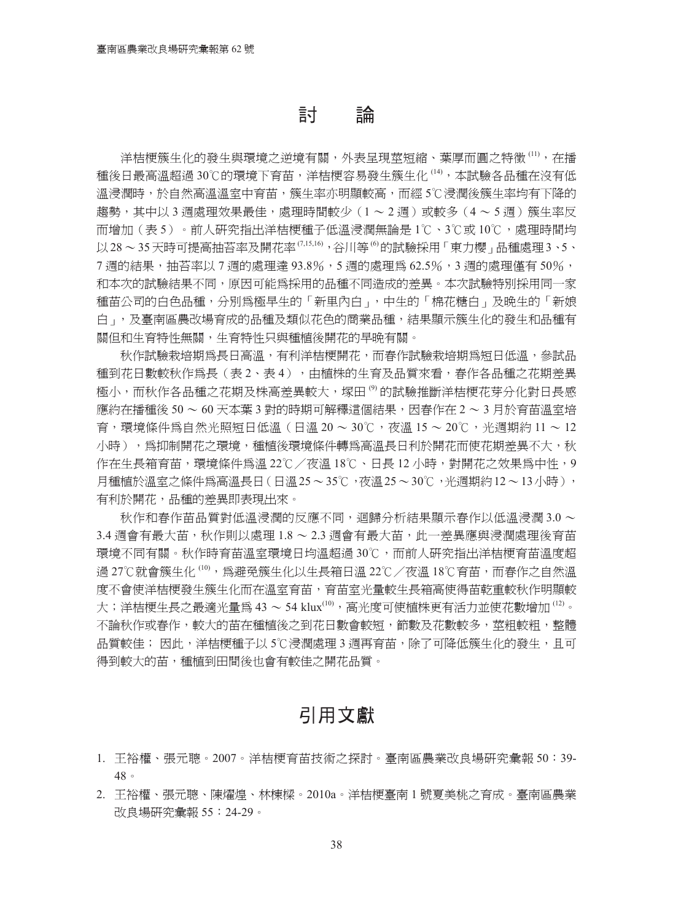# 討　論

洋桔梗簇生化的發生與環境之逆境有關，外表呈現莖短縮、葉厚而圓之特徵[11]，在播種後日最高溫超過 30℃的環境下育苗，洋桔梗容易發生簇生化[14]，本試驗各品種在沒有低溫浸潤時，於自然高溫溫室中育苗，簇生率亦明顯較高，而經 5℃浸潤後簇生率均有下降的趨勢，其中以 3 週處理效果最佳，處理時間較少（1 ～ 2 週）或較多（4 ～ 5 週）簇生率反而增加（表 5）。前人研究指出洋桔梗種子低溫浸潤無論是 1℃、3℃或 10℃，處理時間均以 28 ～ 35 天時可提高抽苔率及開花率[7,15,16]，谷川等[6]的試驗採用「東力櫻」品種處理 3、5、7 週的結果，抽苔率以 7 週的處理達 93.8%，5 週的處理為 62.5%，3 週的處理僅有 50%，和本次的試驗結果不同，原因可能為採用的品種不同造成的差異。本次試驗特別採用同一家種苗公司的白色品種，分別為極早生的「新里內白」，中生的「棉花糖白」及晚生的「新娘白」，及臺南區農改場育成的品種及類似花色的商業品種，結果顯示簇生化的發生和品種有關但和生育特性無關，生育特性只與種植後開花的早晚有關。

秋作試驗栽培期為長日高溫，有利洋桔梗開花，而春作試驗栽培期為短日低溫，參試品種到花日數較秋作為長（表 2、表 4），由植株的生育及品質來看，春作各品種之花期差異極小，而秋作各品種之花期及株高差異較大，塚田[9]的試驗推斷洋桔梗花芽分化對日長感應約在播種後 50 ～ 60 天本葉 3 對的時期可解釋這個結果，因春作在 2 ～ 3 月於育苗溫室培育，環境條件為自然光照短日低溫（日溫 20 ～ 30℃，夜溫 15 ～ 20℃，光週期約 11 ～ 12 小時），為抑制開花之環境，種植後環境條件轉為高溫長日利於開花而使花期差異不大，秋作在生長箱育苗，環境條件為溫 22℃／夜溫 18℃、日長 12 小時，對開花之效果為中性，9 月種植於溫室之條件為高溫長日（日溫 25 ～ 35℃，夜溫 25 ～ 30℃，光週期約 12 ～ 13 小時），有利於開花，品種的差異即表現出來。

秋作和春作苗品質對低溫浸潤的反應不同，迴歸分析結果顯示春作以低溫浸潤 3.0 ～ 3.4 週會有最大苗，秋作則以處理 1.8 ～ 2.3 週會有最大苗，此一差異應與浸潤處理後育苗環境不同有關。秋作時育苗溫室環境日均溫超過 30℃，而前人研究指出洋桔梗育苗溫度超過 27℃就會簇生化[10]，為避免簇生化以生長箱日溫 22℃／夜溫 18℃育苗，而春作之自然溫度不會使洋桔梗發生簇生化而在溫室育苗，育苗室光量較生長箱高使得苗乾重較秋作明顯較大；洋桔梗生長之最適光量為 43 ～ 54 klux[10]，高光度可使植株更有活力並使花數增加[12]。不論秋作或春作，較大的苗在種植後之到花日數會較短，節數及花數較多，莖粗較粗，整體品質較佳；因此，洋桔梗種子以 5℃浸潤處理 3 週再育苗，除了可降低簇生化的發生，且可得到較大的苗，種植到田間後也會有較佳之開花品質。

# 引用文獻

1. 王裕權、張元聰。2007。洋桔梗育苗技術之探討。臺南區農業改良場研究彙報 50：39-48。
2. 王裕權、張元聰、陳燿煌、林楝樑。2010a。洋桔梗臺南 1 號夏美桃之育成。臺南區農業改良場研究彙報 55：24-29。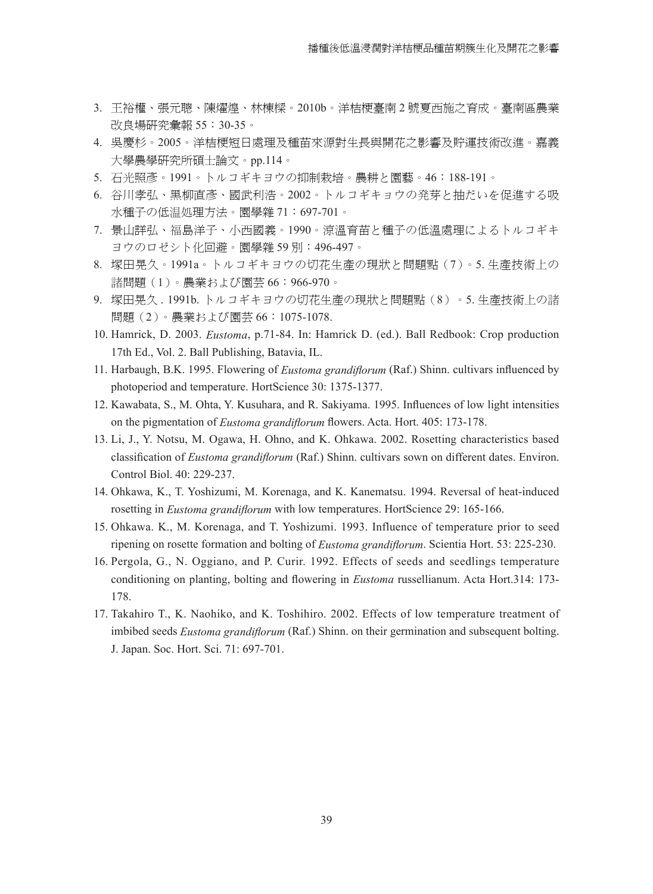3. 王裕權、張元聰、陳燿煌、林棟樑。2010b。洋桔梗臺南 2 號夏西施之育成。臺南區農業改良場研究彙報 55：30-35。
4. 吳慶杉。2005。洋桔梗短日處理及種苗來源對生長與開花之影響及貯運技術改進。嘉義大學農學研究所碩士論文。pp.114。
5. 石光照彥。1991。トルコギキヨウの抑制栽培。農耕と園藝。46：188-191。
6. 谷川孝弘、黑柳直彥、國武利浩。2002。トルコギキョウの発芽と抽だいを促進する吸水種子の低温処理方法。園學雜 71：697-701。
7. 景山詳弘、福島洋子、小西國義。1990。涼溫育苗と種子の低溫處理によるトルコギキヨウのロゼシト化回避。園學雜 59 別：496-497。
8. 塚田晃久。1991a。トルコギキヨウの切花生產の現狀と問題點（7）。5. 生產技術上の諸問題（1）。農業および園芸 66：966-970。
9. 塚田晃久 . 1991b. トルコギキヨウの切花生產の現狀と問題點（8）。5. 生產技術上の諸問題（2）。農業および園芸 66：1075-1078.
10. Hamrick, D. 2003. *Eustoma*, p.71-84. In: Hamrick D. (ed.). Ball Redbook: Crop production 17th Ed., Vol. 2. Ball Publishing, Batavia, IL.
11. Harbaugh, B.K. 1995. Flowering of *Eustoma grandiflorum* (Raf.) Shinn. cultivars influenced by photoperiod and temperature. HortScience 30: 1375-1377.
12. Kawabata, S., M. Ohta, Y. Kusuhara, and R. Sakiyama. 1995. Influences of low light intensities on the pigmentation of *Eustoma grandiflorum* flowers. Acta. Hort. 405: 173-178.
13. Li, J., Y. Notsu, M. Ogawa, H. Ohno, and K. Ohkawa. 2002. Rosetting characteristics based classification of *Eustoma grandiflorum* (Raf.) Shinn. cultivars sown on different dates. Environ. Control Biol. 40: 229-237.
14. Ohkawa, K., T. Yoshizumi, M. Korenaga, and K. Kanematsu. 1994. Reversal of heat-induced rosetting in *Eustoma grandiflorum* with low temperatures. HortScience 29: 165-166.
15. Ohkawa. K., M. Korenaga, and T. Yoshizumi. 1993. Influence of temperature prior to seed ripening on rosette formation and bolting of *Eustoma grandiflorum*. Scientia Hort. 53: 225-230.
16. Pergola, G., N. Oggiano, and P. Curir. 1992. Effects of seeds and seedlings temperature conditioning on planting, bolting and flowering in *Eustoma* russellianum. Acta Hort.314: 173-178.
17. Takahiro T., K. Naohiko, and K. Toshihiro. 2002. Effects of low temperature treatment of imbibed seeds *Eustoma grandiflorum* (Raf.) Shinn. on their germination and subsequent bolting. J. Japan. Soc. Hort. Sci. 71: 697-701.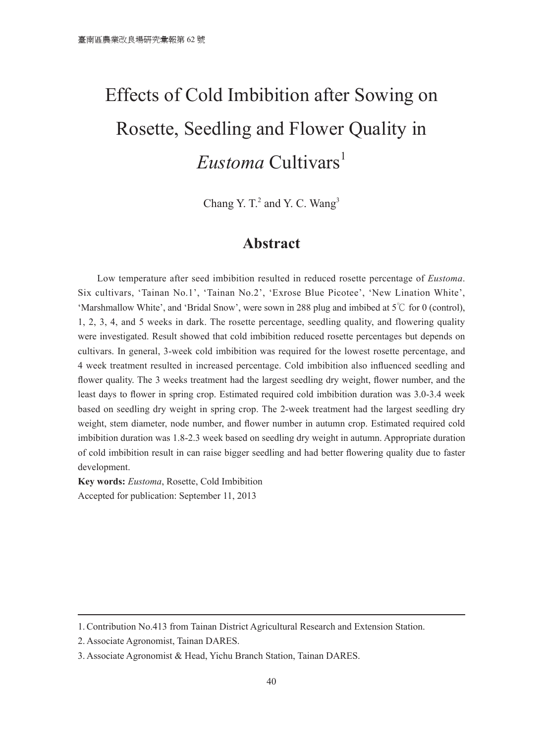# Effects of Cold Imbibition after Sowing on Rosette, Seedling and Flower Quality in *Eustoma* Cultivars[1]

Chang Y. T.[2] and Y. C. Wang[3]

## Abstract

Low temperature after seed imbibition resulted in reduced rosette percentage of *Eustoma*. Six cultivars, 'Tainan No.1', 'Tainan No.2', 'Exrose Blue Picotee', 'New Lination White', 'Marshmallow White', and 'Bridal Snow', were sown in 288 plug and imbibed at 5℃ for 0 (control), 1, 2, 3, 4, and 5 weeks in dark. The rosette percentage, seedling quality, and flowering quality were investigated. Result showed that cold imbibition reduced rosette percentages but depends on cultivars. In general, 3-week cold imbibition was required for the lowest rosette percentage, and 4 week treatment resulted in increased percentage. Cold imbibition also influenced seedling and flower quality. The 3 weeks treatment had the largest seedling dry weight, flower number, and the least days to flower in spring crop. Estimated required cold imbibition duration was 3.0-3.4 week based on seedling dry weight in spring crop. The 2-week treatment had the largest seedling dry weight, stem diameter, node number, and flower number in autumn crop. Estimated required cold imbibition duration was 1.8-2.3 week based on seedling dry weight in autumn. Appropriate duration of cold imbibition result in can raise bigger seedling and had better flowering quality due to faster development.

**Key words:** *Eustoma*, Rosette, Cold Imbibition

Accepted for publication: September 11, 2013

---

1. Contribution No.413 from Tainan District Agricultural Research and Extension Station.
2. Associate Agronomist, Tainan DARES.
3. Associate Agronomist & Head, Yichu Branch Station, Tainan DARES.